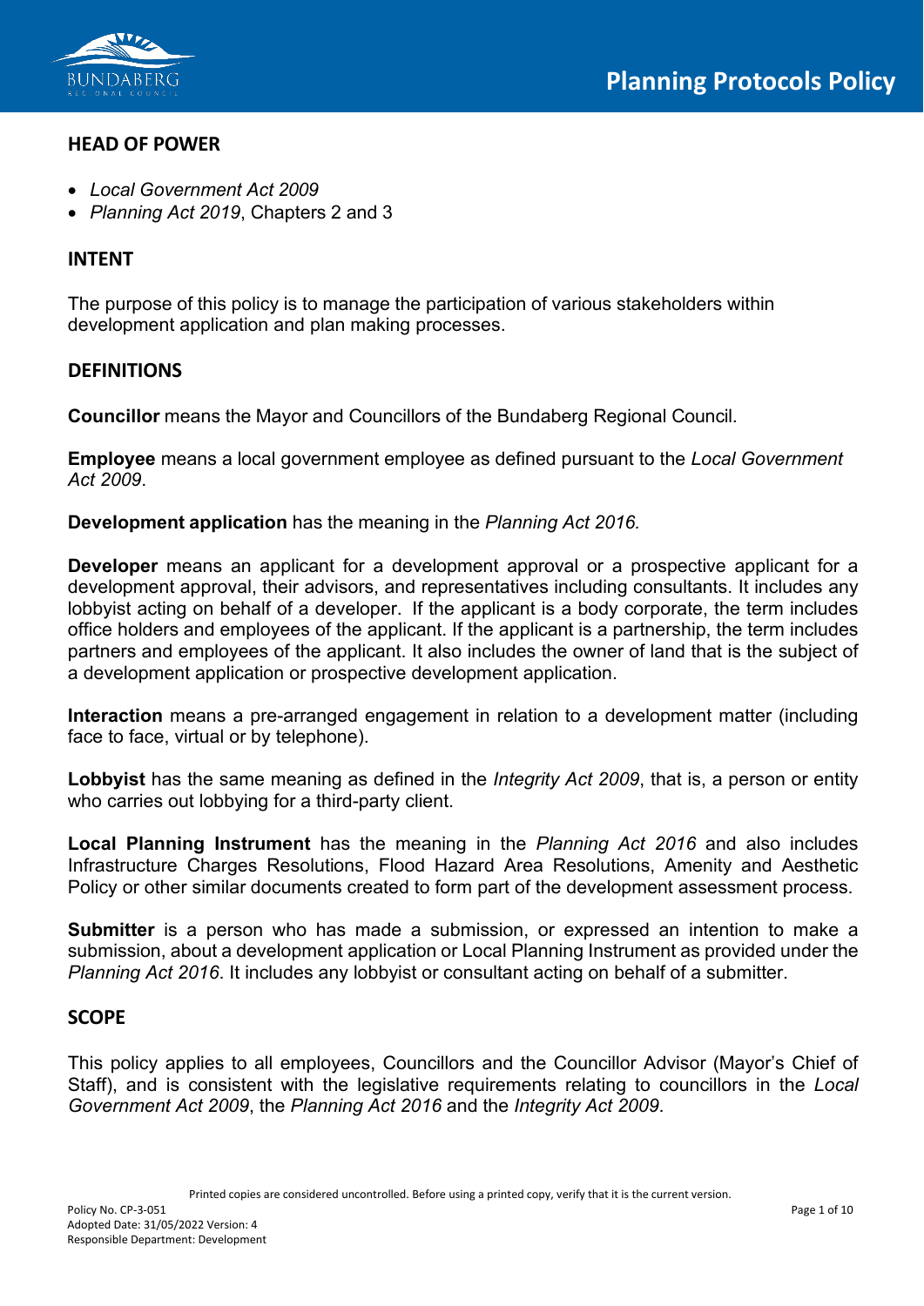# Planning Protocols Policy

## HEAD OF POWER

- *Local Government Act 2009*
- *Planning Act 2019*, Chapters 2 and 3

## INTENT

The purpose of this policy is to manage the participation of various stakeholders within development application and plan making processes.

## DEFINITIONS

**Councillor** means the Mayor and Councillors of the Bundaberg Regional Council.

**Employee** means a local government employee as defined pursuant to the *Local Government Act 2009*.

**Development application** has the meaning in the *Planning Act 2016.*

**Developer** means an applicant for a development approval or a prospective applicant for a development approval, their advisors, and representatives including consultants. It includes any lobbyist acting on behalf of a developer. If the applicant is a body corporate, the term includes office holders and employees of the applicant. If the applicant is a partnership, the term includes partners and employees of the applicant. It also includes the owner of land that is the subject of a development application or prospective development application.

**Interaction** means a pre-arranged engagement in relation to a development matter (including face to face, virtual or by telephone).

**Lobbyist** has the same meaning as defined in the *Integrity Act 2009*, that is, a person or entity who carries out lobbying for a third-party client.

**Local Planning Instrument** has the meaning in the *Planning Act 2016* and also includes Infrastructure Charges Resolutions, Flood Hazard Area Resolutions, Amenity and Aesthetic Policy or other similar documents created to form part of the development assessment process.

**Submitter** is a person who has made a submission, or expressed an intention to make a submission, about a development application or Local Planning Instrument as provided under the *Planning Act 2016*. It includes any lobbyist or consultant acting on behalf of a submitter.

## SCOPE

This policy applies to all employees, Councillors and the Councillor Advisor (Mayor's Chief of Staff), and is consistent with the legislative requirements relating to councillors in the *Local Government Act 2009*, the *Planning Act 2016* and the *Integrity Act 2009*.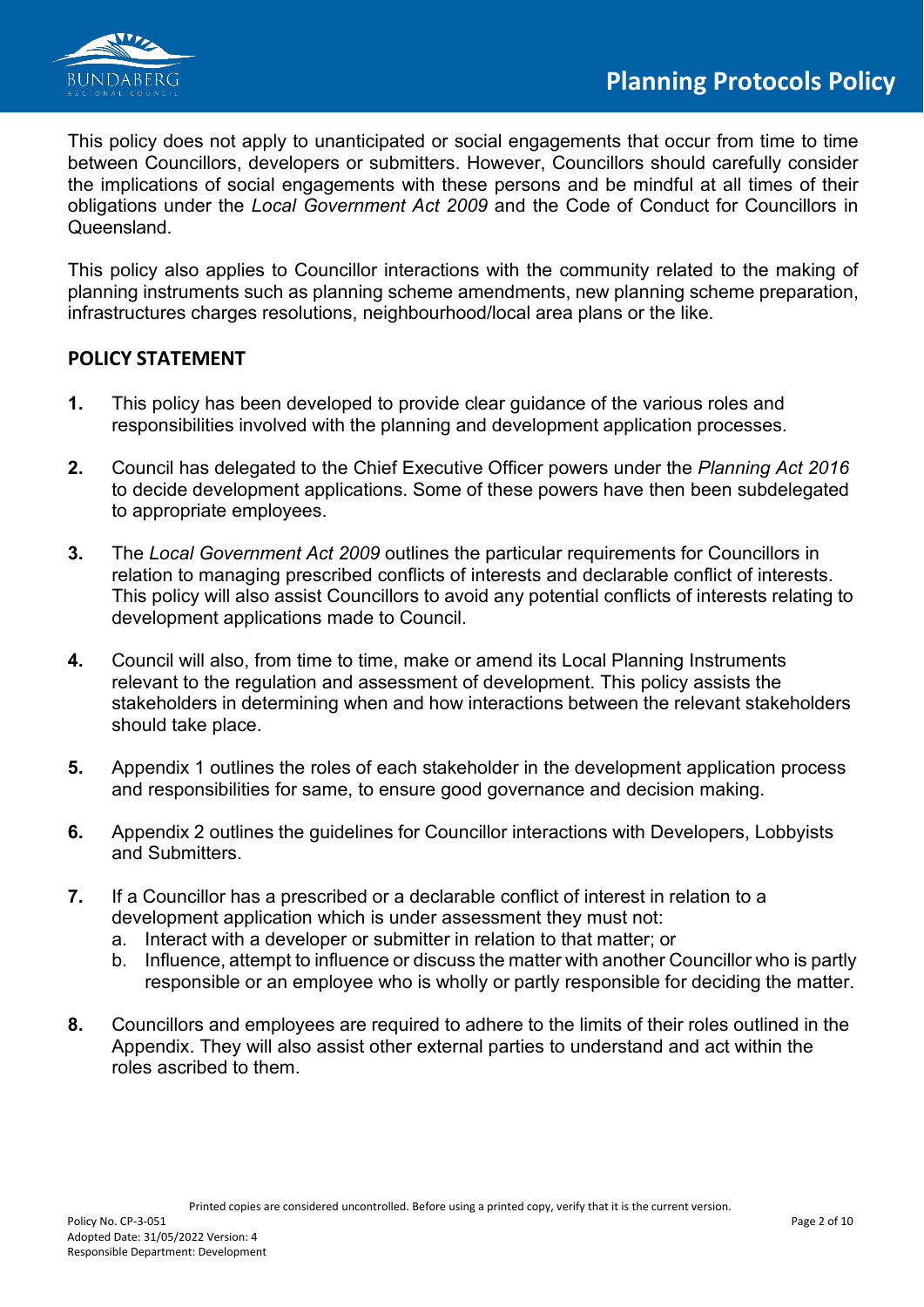This policy does not apply to unanticipated or social engagements that occur from time to time between Councillors, developers or submitters. However, Councillors should carefully consider the implications of social engagements with these persons and be mindful at all times of their obligations under the *Local Government Act 2009* and the Code of Conduct for Councillors in Queensland.

This policy also applies to Councillor interactions with the community related to the making of planning instruments such as planning scheme amendments, new planning scheme preparation, infrastructures charges resolutions, neighbourhood/local area plans or the like.

## POLICY STATEMENT

**1.** This policy has been developed to provide clear guidance of the various roles and responsibilities involved with the planning and development application processes.

**2.** Council has delegated to the Chief Executive Officer powers under the *Planning Act 2016* to decide development applications. Some of these powers have then been subdelegated to appropriate employees.

**3.** The *Local Government Act 2009* outlines the particular requirements for Councillors in relation to managing prescribed conflicts of interests and declarable conflict of interests. This policy will also assist Councillors to avoid any potential conflicts of interests relating to development applications made to Council.

**4.** Council will also, from time to time, make or amend its Local Planning Instruments relevant to the regulation and assessment of development. This policy assists the stakeholders in determining when and how interactions between the relevant stakeholders should take place.

**5.** Appendix 1 outlines the roles of each stakeholder in the development application process and responsibilities for same, to ensure good governance and decision making.

**6.** Appendix 2 outlines the guidelines for Councillor interactions with Developers, Lobbyists and Submitters.

**7.** If a Councillor has a prescribed or a declarable conflict of interest in relation to a development application which is under assessment they must not:

   a. Interact with a developer or submitter in relation to that matter; or
   
   b. Influence, attempt to influence or discuss the matter with another Councillor who is partly responsible or an employee who is wholly or partly responsible for deciding the matter.

**8.** Councillors and employees are required to adhere to the limits of their roles outlined in the Appendix. They will also assist other external parties to understand and act within the roles ascribed to them.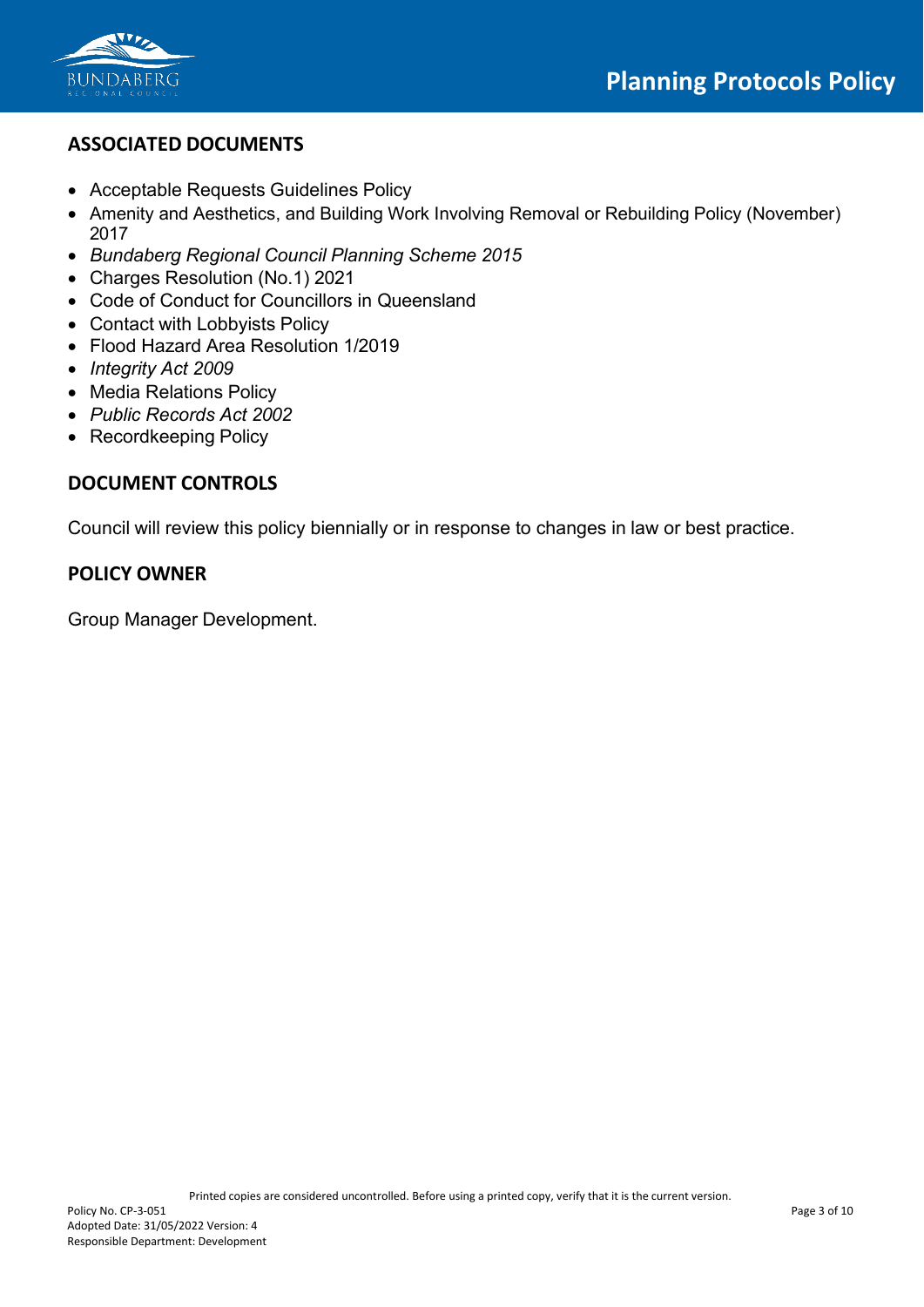## ASSOCIATED DOCUMENTS

- Acceptable Requests Guidelines Policy
- Amenity and Aesthetics, and Building Work Involving Removal or Rebuilding Policy (November) 2017
- *Bundaberg Regional Council Planning Scheme 2015*
- Charges Resolution (No.1) 2021
- Code of Conduct for Councillors in Queensland
- Contact with Lobbyists Policy
- Flood Hazard Area Resolution 1/2019
- *Integrity Act 2009*
- Media Relations Policy
- *Public Records Act 2002*
- Recordkeeping Policy

## DOCUMENT CONTROLS

Council will review this policy biennially or in response to changes in law or best practice.

## POLICY OWNER

Group Manager Development.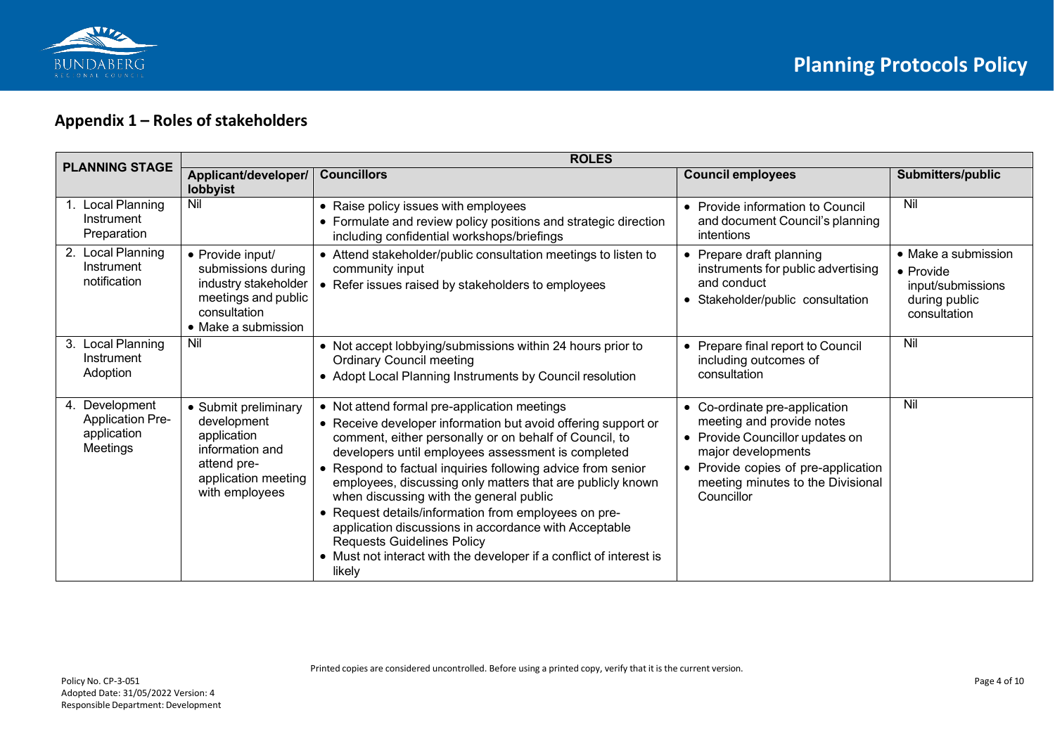## Appendix 1 – Roles of stakeholders

| PLANNING STAGE | ROLES | | | |
|---|---|---|---|---|
| | **Applicant/developer/ lobbyist** | **Councillors** | **Council employees** | **Submitters/public** |
| 1. Local Planning Instrument Preparation | Nil | • Raise policy issues with employees<br>• Formulate and review policy positions and strategic direction including confidential workshops/briefings | • Provide information to Council and document Council's planning intentions | Nil |
| 2. Local Planning Instrument notification | • Provide input/ submissions during industry stakeholder meetings and public consultation<br>• Make a submission | • Attend stakeholder/public consultation meetings to listen to community input<br>• Refer issues raised by stakeholders to employees | • Prepare draft planning instruments for public advertising and conduct<br>• Stakeholder/public consultation | • Make a submission<br>• Provide input/submissions during public consultation |
| 3. Local Planning Instrument Adoption | Nil | • Not accept lobbying/submissions within 24 hours prior to Ordinary Council meeting<br>• Adopt Local Planning Instruments by Council resolution | • Prepare final report to Council including outcomes of consultation | Nil |
| 4. Development Application Pre-application Meetings | • Submit preliminary development application information and attend pre-application meeting with employees | • Not attend formal pre-application meetings<br>• Receive developer information but avoid offering support or comment, either personally or on behalf of Council, to developers until employees assessment is completed<br>• Respond to factual inquiries following advice from senior employees, discussing only matters that are publicly known when discussing with the general public<br>• Request details/information from employees on pre-application discussions in accordance with Acceptable Requests Guidelines Policy<br>• Must not interact with the developer if a conflict of interest is likely | • Co-ordinate pre-application meeting and provide notes<br>• Provide Councillor updates on major developments<br>• Provide copies of pre-application meeting minutes to the Divisional Councillor | Nil |

Printed copies are considered uncontrolled. Before using a printed copy, verify that it is the current version.

Policy No. CP-3-051
Adopted Date: 31/05/2022 Version: 4
Responsible Department: Development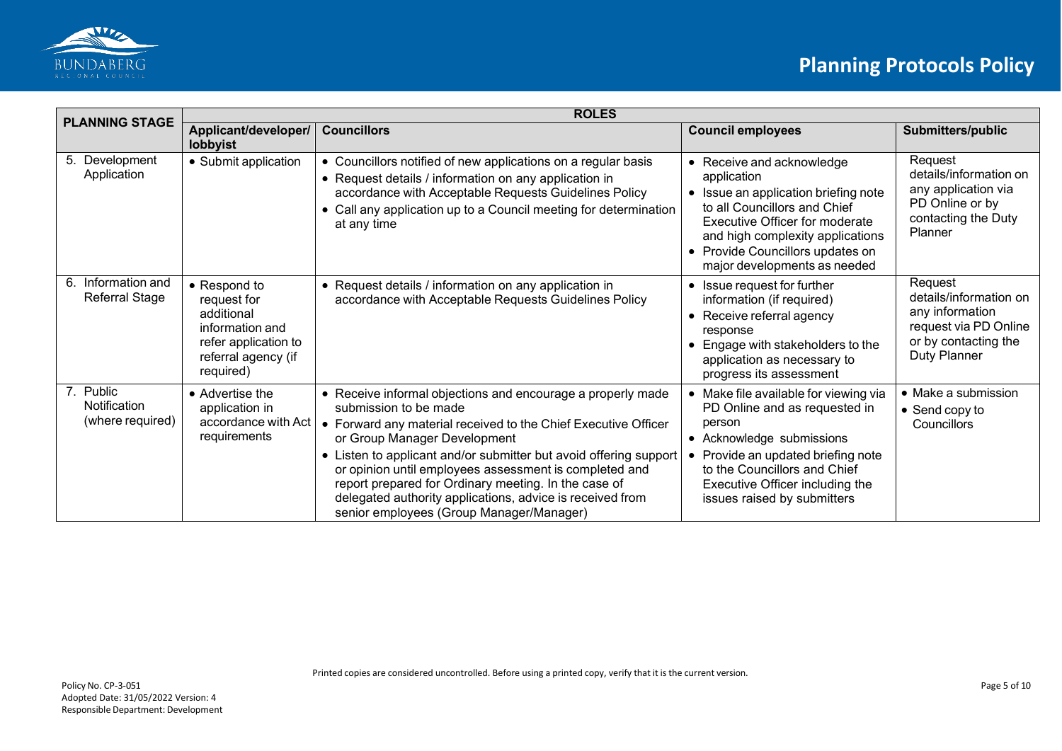| PLANNING STAGE | ROLES | | | |
|---|---|---|---|---|
| | **Applicant/developer/ lobbyist** | **Councillors** | **Council employees** | **Submitters/public** |
| 5. Development Application | • Submit application | • Councillors notified of new applications on a regular basis<br>• Request details / information on any application in accordance with Acceptable Requests Guidelines Policy<br>• Call any application up to a Council meeting for determination at any time | • Receive and acknowledge application<br>• Issue an application briefing note to all Councillors and Chief Executive Officer for moderate and high complexity applications<br>• Provide Councillors updates on major developments as needed | Request details/information on any application via PD Online or by contacting the Duty Planner |
| 6. Information and Referral Stage | • Respond to request for additional information and refer application to referral agency (if required) | • Request details / information on any application in accordance with Acceptable Requests Guidelines Policy | • Issue request for further information (if required)<br>• Receive referral agency response<br>• Engage with stakeholders to the application as necessary to progress its assessment | Request details/information on any information request via PD Online or by contacting the Duty Planner |
| 7. Public Notification (where required) | • Advertise the application in accordance with Act requirements | • Receive informal objections and encourage a properly made submission to be made<br>• Forward any material received to the Chief Executive Officer or Group Manager Development<br>• Listen to applicant and/or submitter but avoid offering support or opinion until employees assessment is completed and report prepared for Ordinary meeting. In the case of delegated authority applications, advice is received from senior employees (Group Manager/Manager) | • Make file available for viewing via PD Online and as requested in person<br>• Acknowledge submissions<br>• Provide an updated briefing note to the Councillors and Chief Executive Officer including the issues raised by submitters | • Make a submission<br>• Send copy to Councillors |

Printed copies are considered uncontrolled. Before using a printed copy, verify that it is the current version.

Policy No. CP-3-051
Adopted Date: 31/05/2022 Version: 4
Responsible Department: Development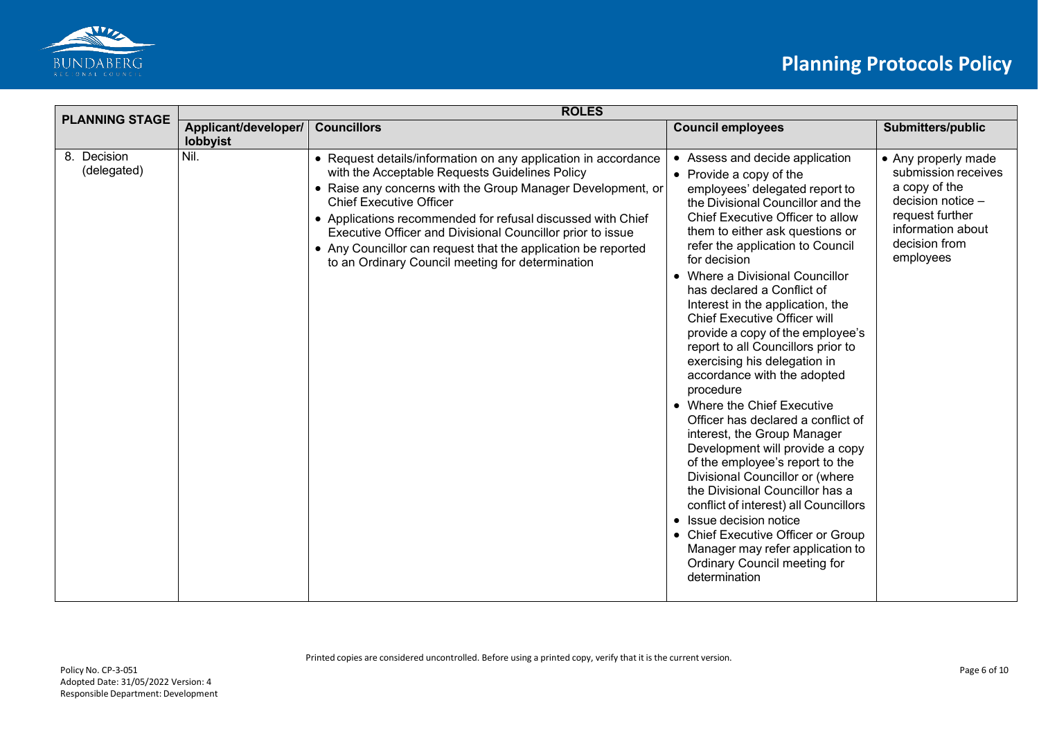| PLANNING STAGE | ROLES | | | |
|---|---|---|---|---|
| | Applicant/developer/ lobbyist | Councillors | Council employees | Submitters/public |
| 8. Decision (delegated) | Nil. | • Request details/information on any application in accordance with the Acceptable Requests Guidelines Policy<br>• Raise any concerns with the Group Manager Development, or Chief Executive Officer<br>• Applications recommended for refusal discussed with Chief Executive Officer and Divisional Councillor prior to issue<br>• Any Councillor can request that the application be reported to an Ordinary Council meeting for determination | • Assess and decide application<br>• Provide a copy of the employees' delegated report to the Divisional Councillor and the Chief Executive Officer to allow them to either ask questions or refer the application to Council for decision<br>• Where a Divisional Councillor has declared a Conflict of Interest in the application, the Chief Executive Officer will provide a copy of the employee's report to all Councillors prior to exercising his delegation in accordance with the adopted procedure<br>• Where the Chief Executive Officer has declared a conflict of interest, the Group Manager Development will provide a copy of the employee's report to the Divisional Councillor or (where the Divisional Councillor has a conflict of interest) all Councillors<br>• Issue decision notice<br>• Chief Executive Officer or Group Manager may refer application to Ordinary Council meeting for determination | • Any properly made submission receives a copy of the decision notice – request further information about decision from employees |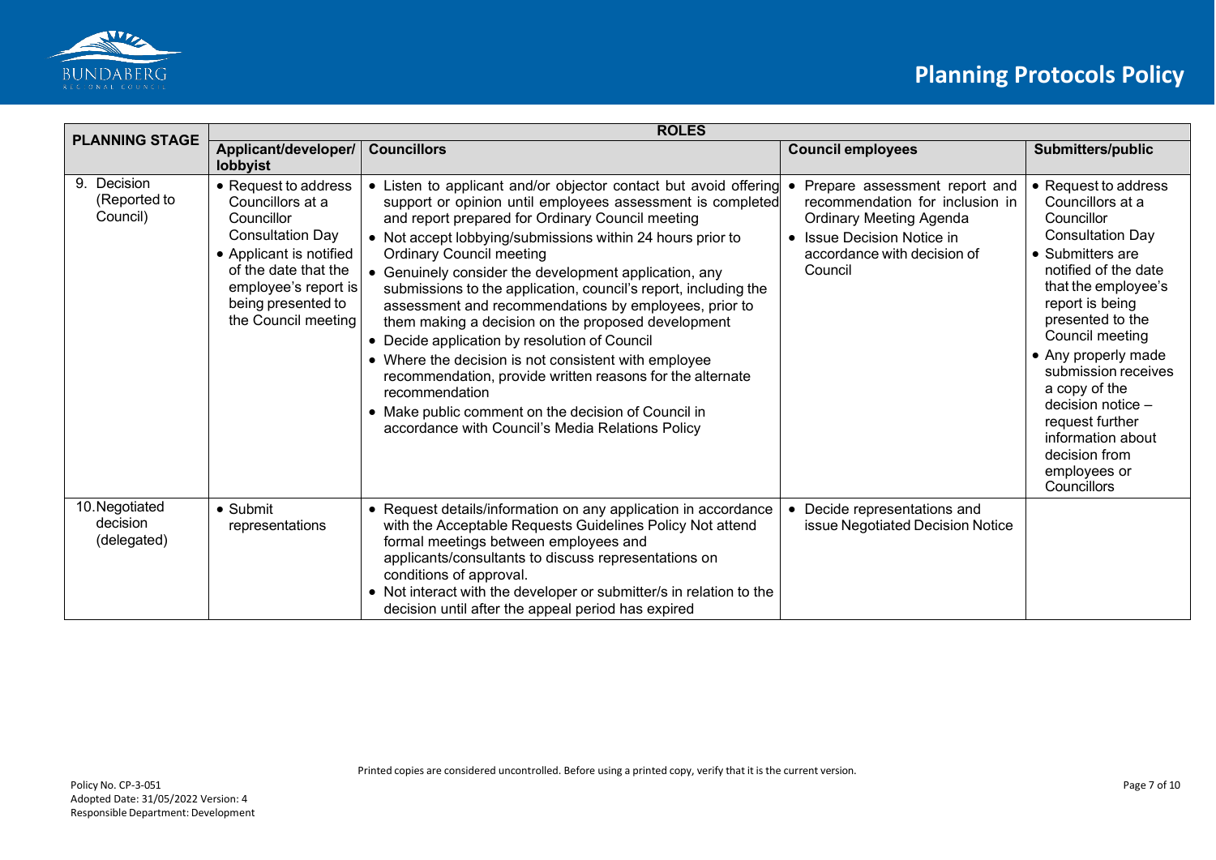| PLANNING STAGE | ROLES | | | |
|---|---|---|---|---|
| | **Applicant/developer/ lobbyist** | **Councillors** | **Council employees** | **Submitters/public** |
| 9. Decision (Reported to Council) | • Request to address Councillors at a Councillor Consultation Day<br>• Applicant is notified of the date that the employee's report is being presented to the Council meeting | • Listen to applicant and/or objector contact but avoid offering support or opinion until employees assessment is completed and report prepared for Ordinary Council meeting<br>• Not accept lobbying/submissions within 24 hours prior to Ordinary Council meeting<br>• Genuinely consider the development application, any submissions to the application, council's report, including the assessment and recommendations by employees, prior to them making a decision on the proposed development<br>• Decide application by resolution of Council<br>• Where the decision is not consistent with employee recommendation, provide written reasons for the alternate recommendation<br>• Make public comment on the decision of Council in accordance with Council's Media Relations Policy | • Prepare assessment report and recommendation for inclusion in Ordinary Meeting Agenda<br>• Issue Decision Notice in accordance with decision of Council | • Request to address Councillors at a Councillor Consultation Day<br>• Submitters are notified of the date that the employee's report is being presented to the Council meeting<br>• Any properly made submission receives a copy of the decision notice – request further information about decision from employees or Councillors |
| 10. Negotiated decision (delegated) | • Submit representations | • Request details/information on any application in accordance with the Acceptable Requests Guidelines Policy Not attend formal meetings between employees and applicants/consultants to discuss representations on conditions of approval.<br>• Not interact with the developer or submitter/s in relation to the decision until after the appeal period has expired | • Decide representations and issue Negotiated Decision Notice | |

Printed copies are considered uncontrolled. Before using a printed copy, verify that it is the current version.

Policy No. CP-3-051
Adopted Date: 31/05/2022 Version: 4
Responsible Department: Development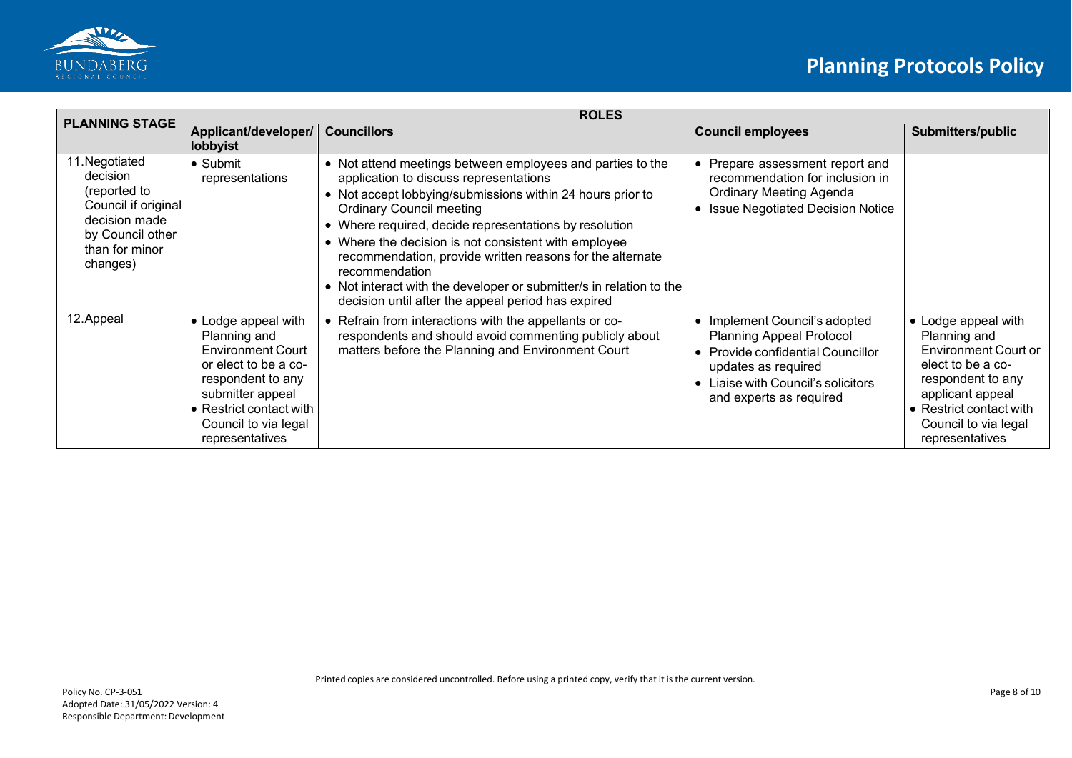| PLANNING STAGE | ROLES | | | |
|---|---|---|---|---|
| | **Applicant/developer/ lobbyist** | **Councillors** | **Council employees** | **Submitters/public** |
| 11. Negotiated decision (reported to Council if original decision made by Council other than for minor changes) | • Submit representations | • Not attend meetings between employees and parties to the application to discuss representations<br>• Not accept lobbying/submissions within 24 hours prior to Ordinary Council meeting<br>• Where required, decide representations by resolution<br>• Where the decision is not consistent with employee recommendation, provide written reasons for the alternate recommendation<br>• Not interact with the developer or submitter/s in relation to the decision until after the appeal period has expired | • Prepare assessment report and recommendation for inclusion in Ordinary Meeting Agenda<br>• Issue Negotiated Decision Notice | |
| 12. Appeal | • Lodge appeal with Planning and Environment Court or elect to be a co-respondent to any submitter appeal<br>• Restrict contact with Council to via legal representatives | • Refrain from interactions with the appellants or co-respondents and should avoid commenting publicly about matters before the Planning and Environment Court | • Implement Council's adopted Planning Appeal Protocol<br>• Provide confidential Councillor updates as required<br>• Liaise with Council's solicitors and experts as required | • Lodge appeal with Planning and Environment Court or elect to be a co-respondent to any applicant appeal<br>• Restrict contact with Council to via legal representatives |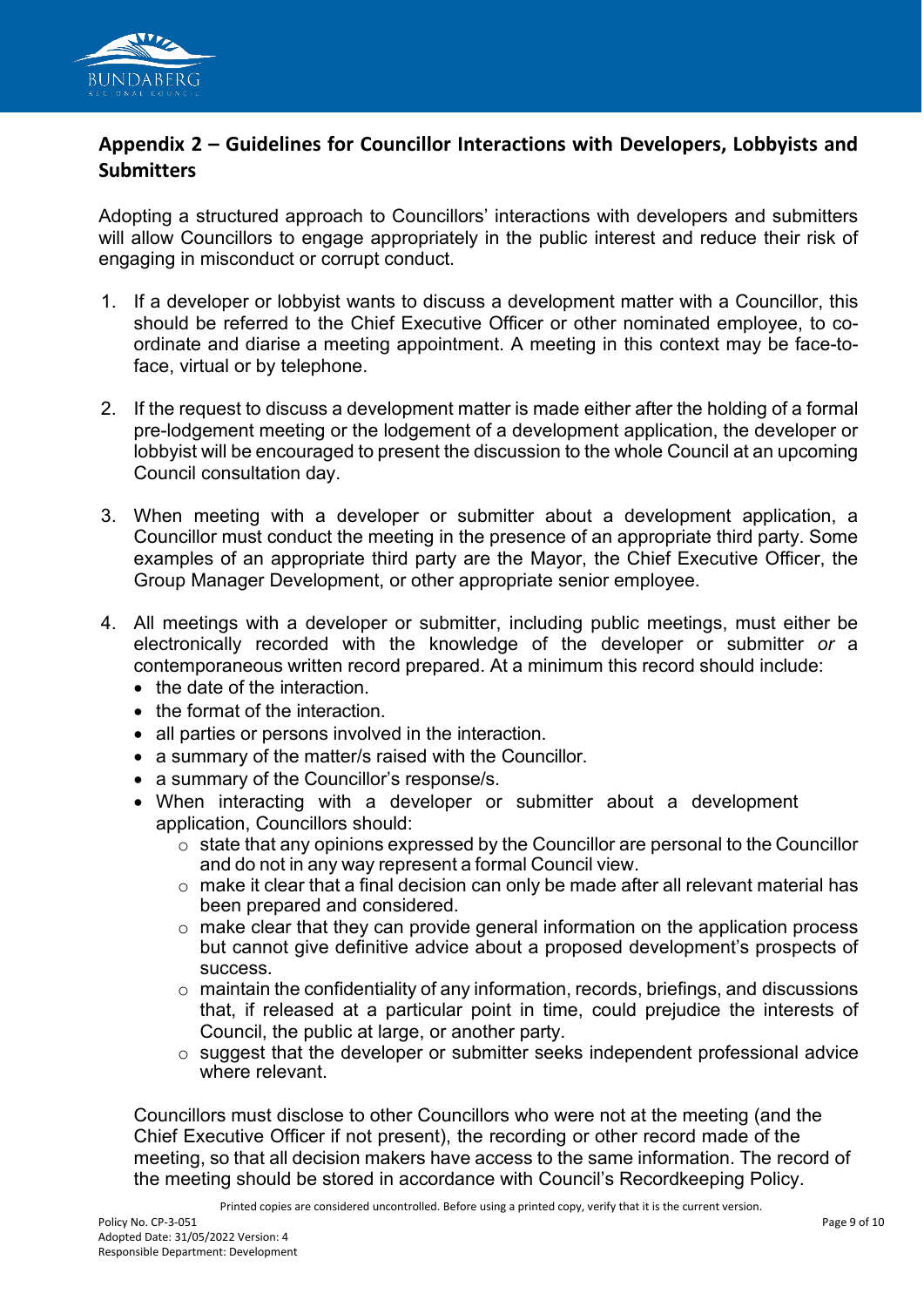## Appendix 2 – Guidelines for Councillor Interactions with Developers, Lobbyists and Submitters

Adopting a structured approach to Councillors' interactions with developers and submitters will allow Councillors to engage appropriately in the public interest and reduce their risk of engaging in misconduct or corrupt conduct.

1. If a developer or lobbyist wants to discuss a development matter with a Councillor, this should be referred to the Chief Executive Officer or other nominated employee, to co-ordinate and diarise a meeting appointment. A meeting in this context may be face-to-face, virtual or by telephone.

2. If the request to discuss a development matter is made either after the holding of a formal pre-lodgement meeting or the lodgement of a development application, the developer or lobbyist will be encouraged to present the discussion to the whole Council at an upcoming Council consultation day.

3. When meeting with a developer or submitter about a development application, a Councillor must conduct the meeting in the presence of an appropriate third party. Some examples of an appropriate third party are the Mayor, the Chief Executive Officer, the Group Manager Development, or other appropriate senior employee.

4. All meetings with a developer or submitter, including public meetings, must either be electronically recorded with the knowledge of the developer or submitter *or* a contemporaneous written record prepared. At a minimum this record should include:
   - the date of the interaction.
   - the format of the interaction.
   - all parties or persons involved in the interaction.
   - a summary of the matter/s raised with the Councillor.
   - a summary of the Councillor's response/s.
   - When interacting with a developer or submitter about a development application, Councillors should:
     - state that any opinions expressed by the Councillor are personal to the Councillor and do not in any way represent a formal Council view.
     - make it clear that a final decision can only be made after all relevant material has been prepared and considered.
     - make clear that they can provide general information on the application process but cannot give definitive advice about a proposed development's prospects of success.
     - maintain the confidentiality of any information, records, briefings, and discussions that, if released at a particular point in time, could prejudice the interests of Council, the public at large, or another party.
     - suggest that the developer or submitter seeks independent professional advice where relevant.

   Councillors must disclose to other Councillors who were not at the meeting (and the Chief Executive Officer if not present), the recording or other record made of the meeting, so that all decision makers have access to the same information. The record of the meeting should be stored in accordance with Council's Recordkeeping Policy.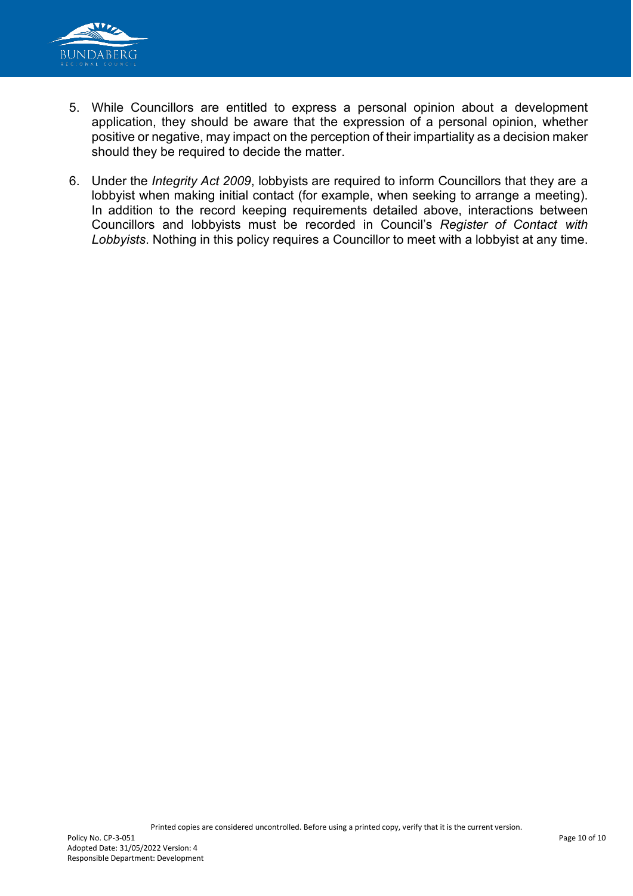5. While Councillors are entitled to express a personal opinion about a development application, they should be aware that the expression of a personal opinion, whether positive or negative, may impact on the perception of their impartiality as a decision maker should they be required to decide the matter.

6. Under the *Integrity Act 2009*, lobbyists are required to inform Councillors that they are a lobbyist when making initial contact (for example, when seeking to arrange a meeting). In addition to the record keeping requirements detailed above, interactions between Councillors and lobbyists must be recorded in Council's *Register of Contact with Lobbyists*. Nothing in this policy requires a Councillor to meet with a lobbyist at any time.